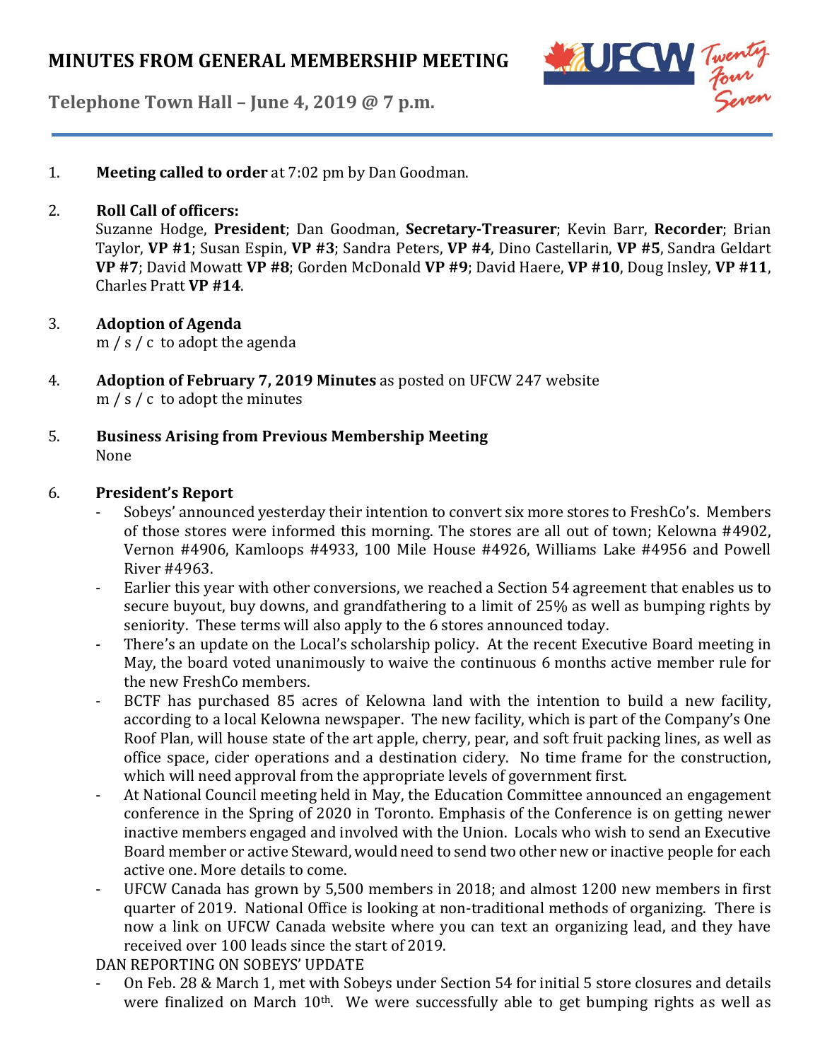# MINUTES FROM GENERAL MEMBERSHIP MEETING

**Telephone Town Hall – June 4, 2019 @ 7 p.m.**

1. **Meeting called to order** at 7:02 pm by Dan Goodman.

2. **Roll Call of officers:**
   Suzanne Hodge, **President**; Dan Goodman, **Secretary-Treasurer**; Kevin Barr, **Recorder**; Brian Taylor, **VP #1**; Susan Espin, **VP #3**; Sandra Peters, **VP #4**, Dino Castellarin, **VP #5**, Sandra Geldart **VP #7**; David Mowatt **VP #8**; Gorden McDonald **VP #9**; David Haere, **VP #10**, Doug Insley, **VP #11**, Charles Pratt **VP #14**.

3. **Adoption of Agenda**
   m / s / c to adopt the agenda

4. **Adoption of February 7, 2019 Minutes** as posted on UFCW 247 website
   m / s / c to adopt the minutes

5. **Business Arising from Previous Membership Meeting**
   None

6. **President's Report**
   - Sobeys' announced yesterday their intention to convert six more stores to FreshCo's. Members of those stores were informed this morning. The stores are all out of town; Kelowna #4902, Vernon #4906, Kamloops #4933, 100 Mile House #4926, Williams Lake #4956 and Powell River #4963.
   - Earlier this year with other conversions, we reached a Section 54 agreement that enables us to secure buyout, buy downs, and grandfathering to a limit of 25% as well as bumping rights by seniority. These terms will also apply to the 6 stores announced today.
   - There's an update on the Local's scholarship policy. At the recent Executive Board meeting in May, the board voted unanimously to waive the continuous 6 months active member rule for the new FreshCo members.
   - BCTF has purchased 85 acres of Kelowna land with the intention to build a new facility, according to a local Kelowna newspaper. The new facility, which is part of the Company's One Roof Plan, will house state of the art apple, cherry, pear, and soft fruit packing lines, as well as office space, cider operations and a destination cidery. No time frame for the construction, which will need approval from the appropriate levels of government first.
   - At National Council meeting held in May, the Education Committee announced an engagement conference in the Spring of 2020 in Toronto. Emphasis of the Conference is on getting newer inactive members engaged and involved with the Union. Locals who wish to send an Executive Board member or active Steward, would need to send two other new or inactive people for each active one. More details to come.
   - UFCW Canada has grown by 5,500 members in 2018; and almost 1200 new members in first quarter of 2019. National Office is looking at non-traditional methods of organizing. There is now a link on UFCW Canada website where you can text an organizing lead, and they have received over 100 leads since the start of 2019.

   DAN REPORTING ON SOBEYS' UPDATE
   - On Feb. 28 & March 1, met with Sobeys under Section 54 for initial 5 store closures and details were finalized on March 10th. We were successfully able to get bumping rights as well as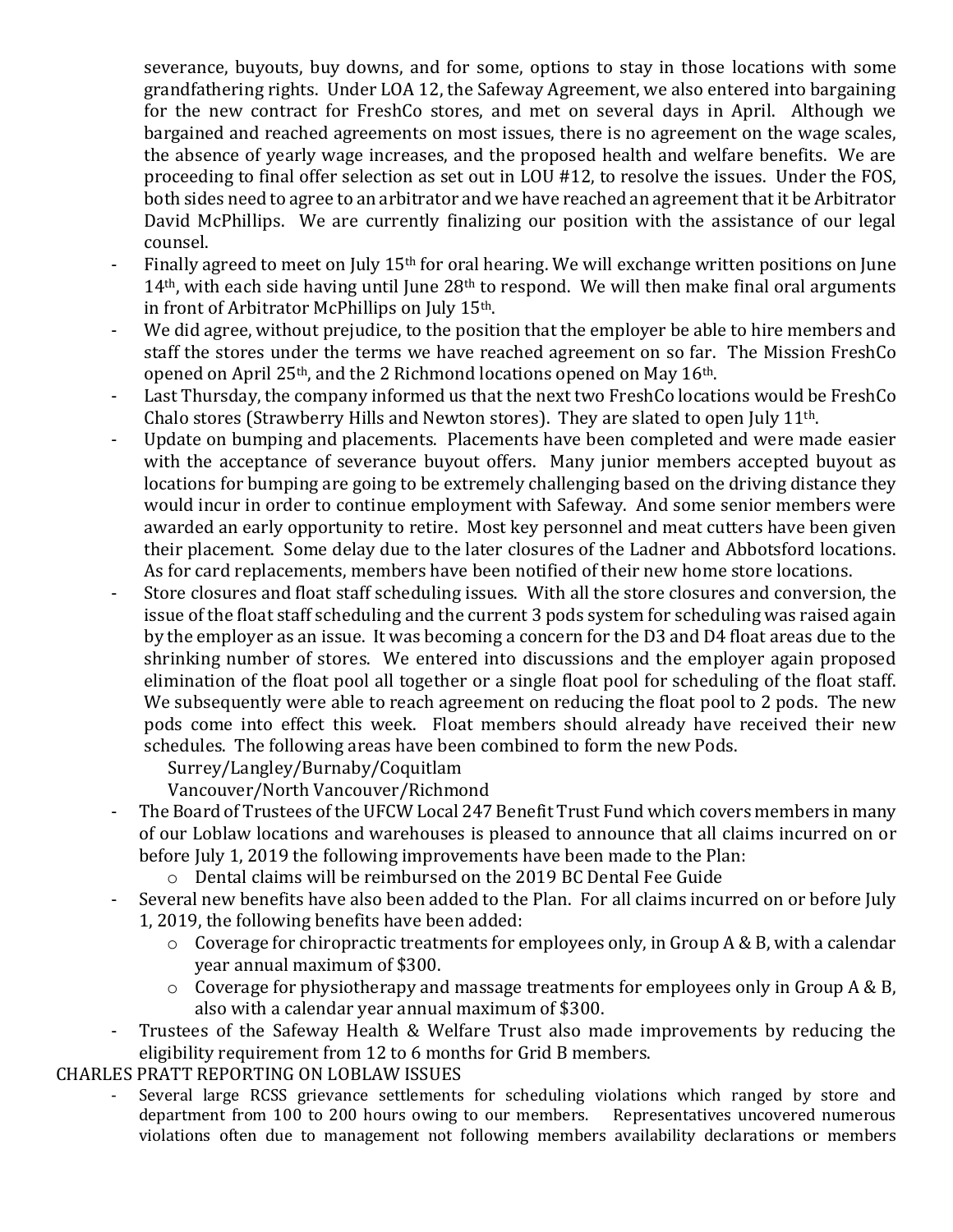severance, buyouts, buy downs, and for some, options to stay in those locations with some grandfathering rights. Under LOA 12, the Safeway Agreement, we also entered into bargaining for the new contract for FreshCo stores, and met on several days in April. Although we bargained and reached agreements on most issues, there is no agreement on the wage scales, the absence of yearly wage increases, and the proposed health and welfare benefits. We are proceeding to final offer selection as set out in LOU #12, to resolve the issues. Under the FOS, both sides need to agree to an arbitrator and we have reached an agreement that it be Arbitrator David McPhillips. We are currently finalizing our position with the assistance of our legal counsel.

- Finally agreed to meet on July 15th for oral hearing. We will exchange written positions on June 14th, with each side having until June 28th to respond. We will then make final oral arguments in front of Arbitrator McPhillips on July 15th.
- We did agree, without prejudice, to the position that the employer be able to hire members and staff the stores under the terms we have reached agreement on so far. The Mission FreshCo opened on April 25th, and the 2 Richmond locations opened on May 16th.
- Last Thursday, the company informed us that the next two FreshCo locations would be FreshCo Chalo stores (Strawberry Hills and Newton stores). They are slated to open July 11th.
- Update on bumping and placements. Placements have been completed and were made easier with the acceptance of severance buyout offers. Many junior members accepted buyout as locations for bumping are going to be extremely challenging based on the driving distance they would incur in order to continue employment with Safeway. And some senior members were awarded an early opportunity to retire. Most key personnel and meat cutters have been given their placement. Some delay due to the later closures of the Ladner and Abbotsford locations. As for card replacements, members have been notified of their new home store locations.
- Store closures and float staff scheduling issues. With all the store closures and conversion, the issue of the float staff scheduling and the current 3 pods system for scheduling was raised again by the employer as an issue. It was becoming a concern for the D3 and D4 float areas due to the shrinking number of stores. We entered into discussions and the employer again proposed elimination of the float pool all together or a single float pool for scheduling of the float staff. We subsequently were able to reach agreement on reducing the float pool to 2 pods. The new pods come into effect this week. Float members should already have received their new schedules. The following areas have been combined to form the new Pods.
  Surrey/Langley/Burnaby/Coquitlam
  Vancouver/North Vancouver/Richmond
- The Board of Trustees of the UFCW Local 247 Benefit Trust Fund which covers members in many of our Loblaw locations and warehouses is pleased to announce that all claims incurred on or before July 1, 2019 the following improvements have been made to the Plan:
  - Dental claims will be reimbursed on the 2019 BC Dental Fee Guide
- Several new benefits have also been added to the Plan. For all claims incurred on or before July 1, 2019, the following benefits have been added:
  - Coverage for chiropractic treatments for employees only, in Group A & B, with a calendar year annual maximum of $300.
  - Coverage for physiotherapy and massage treatments for employees only in Group A & B, also with a calendar year annual maximum of $300.
- Trustees of the Safeway Health & Welfare Trust also made improvements by reducing the eligibility requirement from 12 to 6 months for Grid B members.

CHARLES PRATT REPORTING ON LOBLAW ISSUES

- Several large RCSS grievance settlements for scheduling violations which ranged by store and department from 100 to 200 hours owing to our members. Representatives uncovered numerous violations often due to management not following members availability declarations or members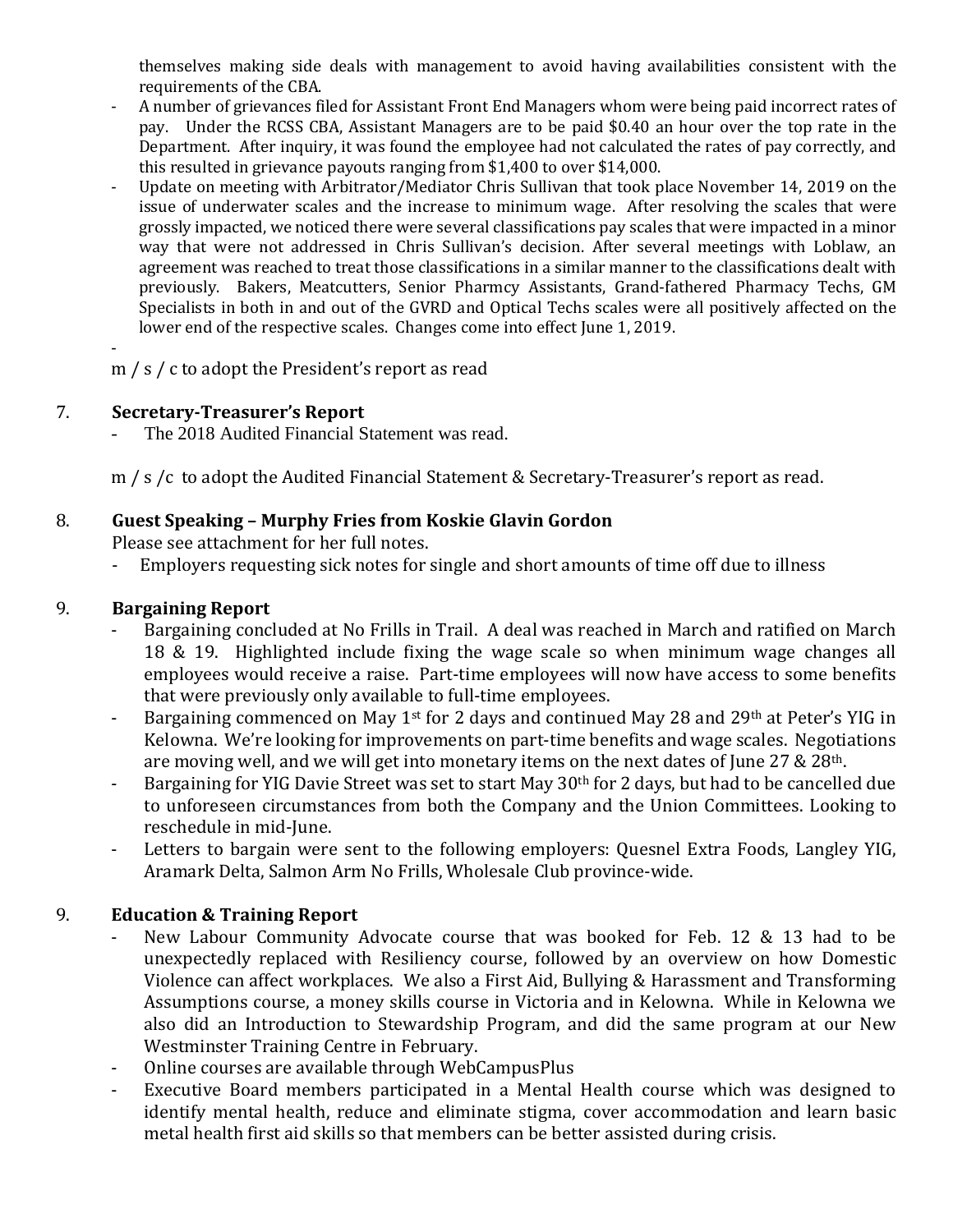themselves making side deals with management to avoid having availabilities consistent with the requirements of the CBA.

- A number of grievances filed for Assistant Front End Managers whom were being paid incorrect rates of pay. Under the RCSS CBA, Assistant Managers are to be paid $0.40 an hour over the top rate in the Department. After inquiry, it was found the employee had not calculated the rates of pay correctly, and this resulted in grievance payouts ranging from $1,400 to over $14,000.
- Update on meeting with Arbitrator/Mediator Chris Sullivan that took place November 14, 2019 on the issue of underwater scales and the increase to minimum wage. After resolving the scales that were grossly impacted, we noticed there were several classifications pay scales that were impacted in a minor way that were not addressed in Chris Sullivan's decision. After several meetings with Loblaw, an agreement was reached to treat those classifications in a similar manner to the classifications dealt with previously. Bakers, Meatcutters, Senior Pharmcy Assistants, Grand-fathered Pharmacy Techs, GM Specialists in both in and out of the GVRD and Optical Techs scales were all positively affected on the lower end of the respective scales. Changes come into effect June 1, 2019.
-

m / s / c to adopt the President's report as read

7. **Secretary-Treasurer's Report**
   - The 2018 Audited Financial Statement was read.

   m / s /c to adopt the Audited Financial Statement & Secretary-Treasurer's report as read.

8. **Guest Speaking – Murphy Fries from Koskie Glavin Gordon**
   Please see attachment for her full notes.
   - Employers requesting sick notes for single and short amounts of time off due to illness

9. **Bargaining Report**
   - Bargaining concluded at No Frills in Trail. A deal was reached in March and ratified on March 18 & 19. Highlighted include fixing the wage scale so when minimum wage changes all employees would receive a raise. Part-time employees will now have access to some benefits that were previously only available to full-time employees.
   - Bargaining commenced on May 1st for 2 days and continued May 28 and 29th at Peter's YIG in Kelowna. We're looking for improvements on part-time benefits and wage scales. Negotiations are moving well, and we will get into monetary items on the next dates of June 27 & 28th.
   - Bargaining for YIG Davie Street was set to start May 30th for 2 days, but had to be cancelled due to unforeseen circumstances from both the Company and the Union Committees. Looking to reschedule in mid-June.
   - Letters to bargain were sent to the following employers: Quesnel Extra Foods, Langley YIG, Aramark Delta, Salmon Arm No Frills, Wholesale Club province-wide.

9. **Education & Training Report**
   - New Labour Community Advocate course that was booked for Feb. 12 & 13 had to be unexpectedly replaced with Resiliency course, followed by an overview on how Domestic Violence can affect workplaces. We also a First Aid, Bullying & Harassment and Transforming Assumptions course, a money skills course in Victoria and in Kelowna. While in Kelowna we also did an Introduction to Stewardship Program, and did the same program at our New Westminster Training Centre in February.
   - Online courses are available through WebCampusPlus
   - Executive Board members participated in a Mental Health course which was designed to identify mental health, reduce and eliminate stigma, cover accommodation and learn basic metal health first aid skills so that members can be better assisted during crisis.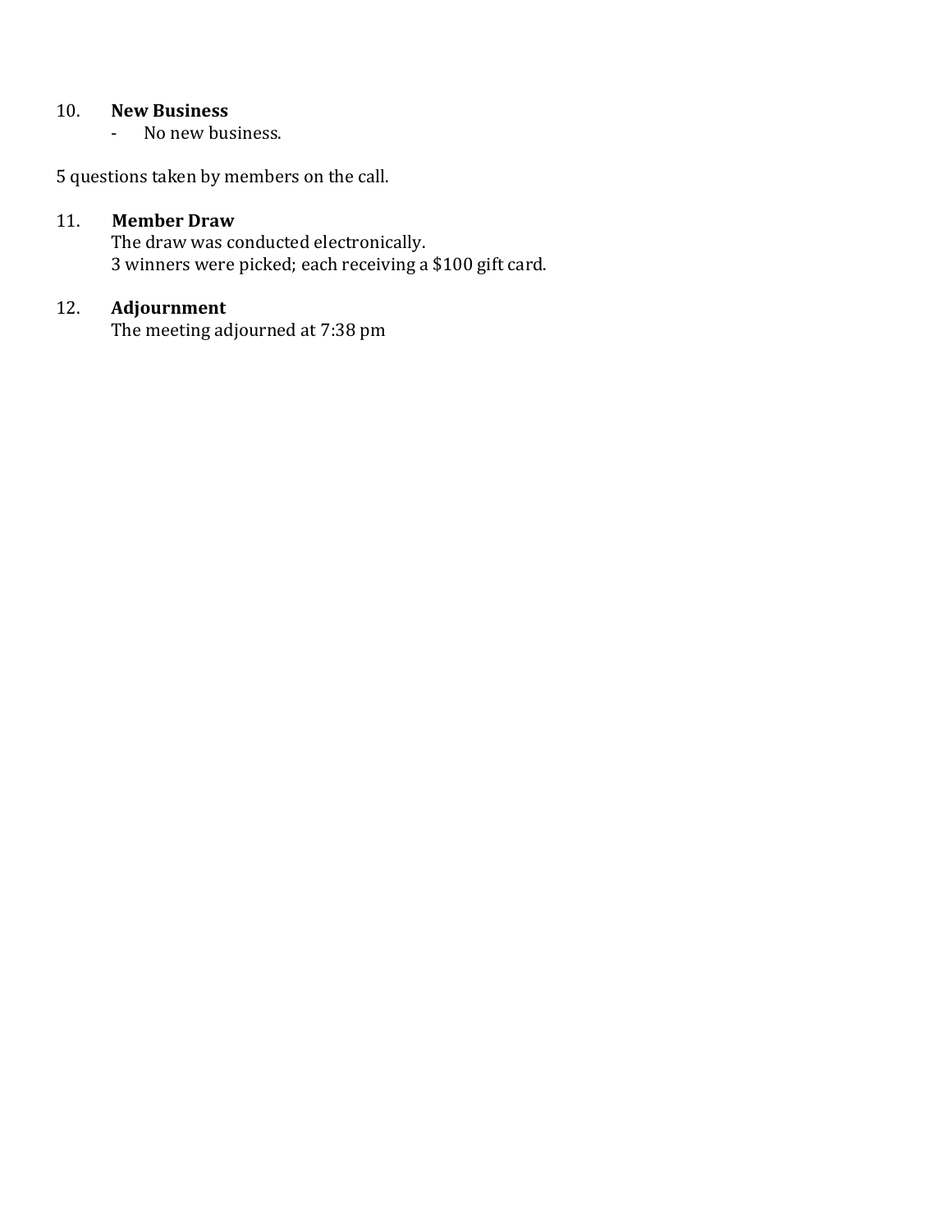10. **New Business**
    - No new business.

5 questions taken by members on the call.

11. **Member Draw**
    The draw was conducted electronically.
    3 winners were picked; each receiving a $100 gift card.

12. **Adjournment**
    The meeting adjourned at 7:38 pm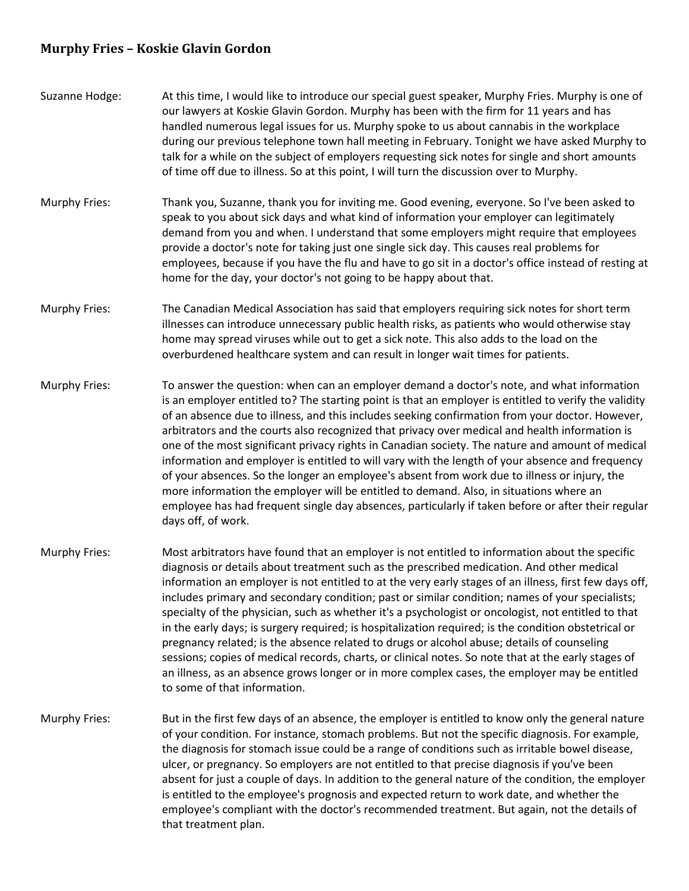**Murphy Fries – Koskie Glavin Gordon**

Suzanne Hodge: At this time, I would like to introduce our special guest speaker, Murphy Fries. Murphy is one of our lawyers at Koskie Glavin Gordon. Murphy has been with the firm for 11 years and has handled numerous legal issues for us. Murphy spoke to us about cannabis in the workplace during our previous telephone town hall meeting in February. Tonight we have asked Murphy to talk for a while on the subject of employers requesting sick notes for single and short amounts of time off due to illness. So at this point, I will turn the discussion over to Murphy.

Murphy Fries: Thank you, Suzanne, thank you for inviting me. Good evening, everyone. So I've been asked to speak to you about sick days and what kind of information your employer can legitimately demand from you and when. I understand that some employers might require that employees provide a doctor's note for taking just one single sick day. This causes real problems for employees, because if you have the flu and have to go sit in a doctor's office instead of resting at home for the day, your doctor's not going to be happy about that.

Murphy Fries: The Canadian Medical Association has said that employers requiring sick notes for short term illnesses can introduce unnecessary public health risks, as patients who would otherwise stay home may spread viruses while out to get a sick note. This also adds to the load on the overburdened healthcare system and can result in longer wait times for patients.

Murphy Fries: To answer the question: when can an employer demand a doctor's note, and what information is an employer entitled to? The starting point is that an employer is entitled to verify the validity of an absence due to illness, and this includes seeking confirmation from your doctor. However, arbitrators and the courts also recognized that privacy over medical and health information is one of the most significant privacy rights in Canadian society. The nature and amount of medical information and employer is entitled to will vary with the length of your absence and frequency of your absences. So the longer an employee's absent from work due to illness or injury, the more information the employer will be entitled to demand. Also, in situations where an employee has had frequent single day absences, particularly if taken before or after their regular days off, of work.

Murphy Fries: Most arbitrators have found that an employer is not entitled to information about the specific diagnosis or details about treatment such as the prescribed medication. And other medical information an employer is not entitled to at the very early stages of an illness, first few days off, includes primary and secondary condition; past or similar condition; names of your specialists; specialty of the physician, such as whether it's a psychologist or oncologist, not entitled to that in the early days; is surgery required; is hospitalization required; is the condition obstetrical or pregnancy related; is the absence related to drugs or alcohol abuse; details of counseling sessions; copies of medical records, charts, or clinical notes. So note that at the early stages of an illness, as an absence grows longer or in more complex cases, the employer may be entitled to some of that information.

Murphy Fries: But in the first few days of an absence, the employer is entitled to know only the general nature of your condition. For instance, stomach problems. But not the specific diagnosis. For example, the diagnosis for stomach issue could be a range of conditions such as irritable bowel disease, ulcer, or pregnancy. So employers are not entitled to that precise diagnosis if you've been absent for just a couple of days. In addition to the general nature of the condition, the employer is entitled to the employee's prognosis and expected return to work date, and whether the employee's compliant with the doctor's recommended treatment. But again, not the details of that treatment plan.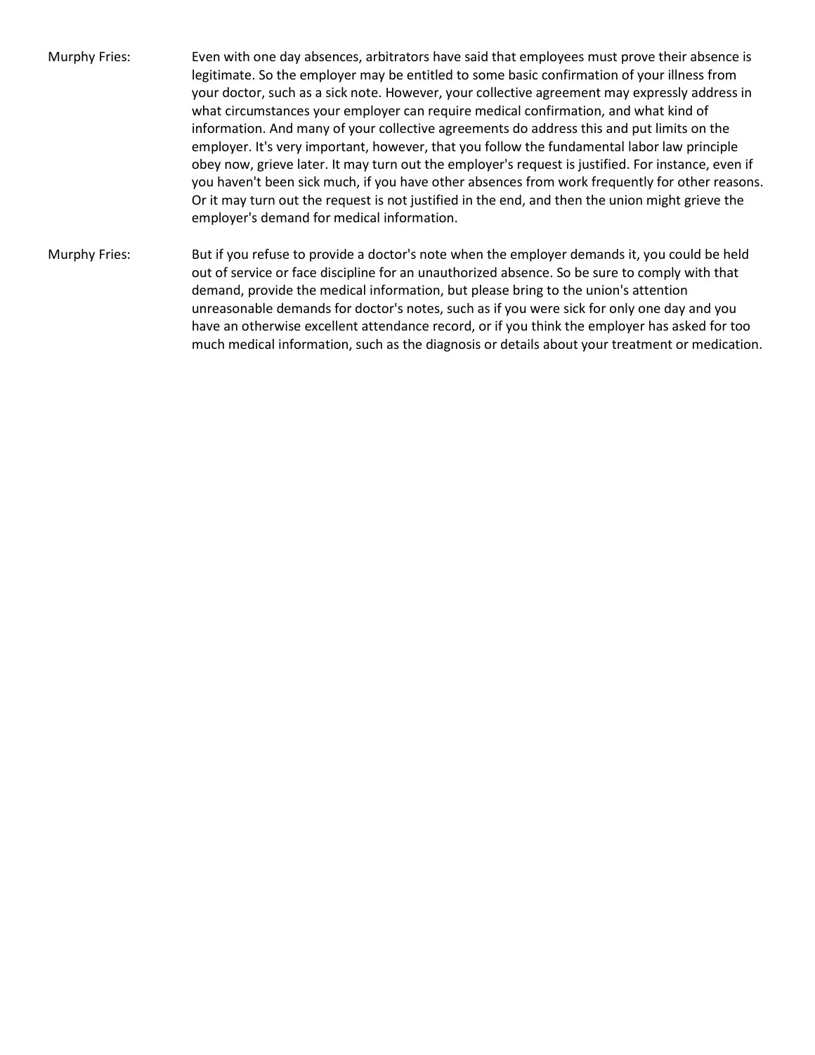Murphy Fries: Even with one day absences, arbitrators have said that employees must prove their absence is legitimate. So the employer may be entitled to some basic confirmation of your illness from your doctor, such as a sick note. However, your collective agreement may expressly address in what circumstances your employer can require medical confirmation, and what kind of information. And many of your collective agreements do address this and put limits on the employer. It's very important, however, that you follow the fundamental labor law principle obey now, grieve later. It may turn out the employer's request is justified. For instance, even if you haven't been sick much, if you have other absences from work frequently for other reasons. Or it may turn out the request is not justified in the end, and then the union might grieve the employer's demand for medical information.

Murphy Fries: But if you refuse to provide a doctor's note when the employer demands it, you could be held out of service or face discipline for an unauthorized absence. So be sure to comply with that demand, provide the medical information, but please bring to the union's attention unreasonable demands for doctor's notes, such as if you were sick for only one day and you have an otherwise excellent attendance record, or if you think the employer has asked for too much medical information, such as the diagnosis or details about your treatment or medication.